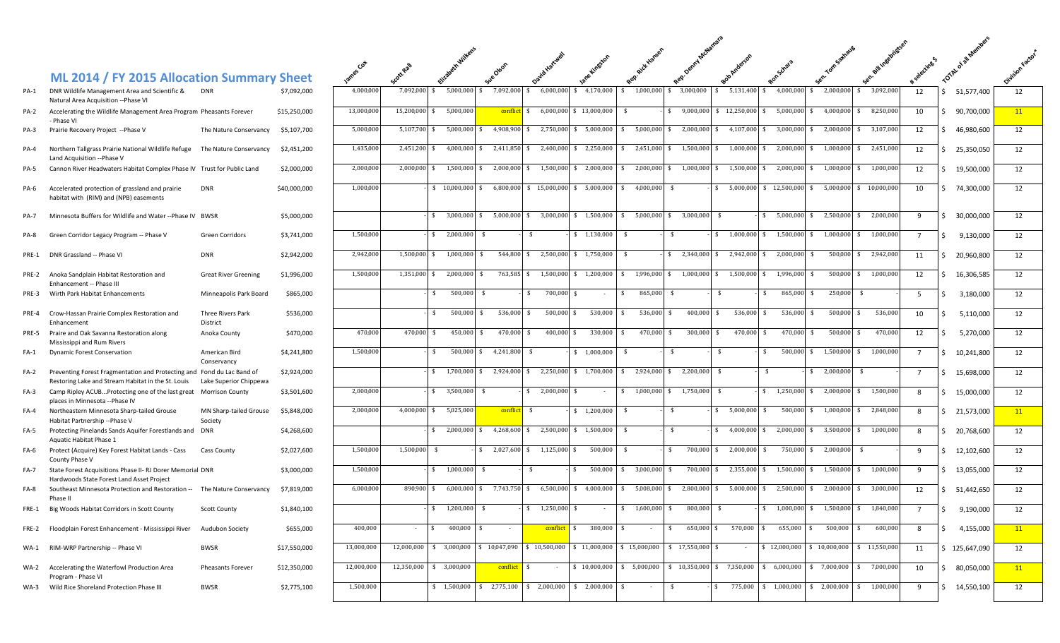## ML 2014 / FY 2015 Allocation Summary Sheet

| | | | | James Cox | Scott Rall | Elizabeth Wilkens | Sue Olson | David Hartwell | Jane Kingston | Rep. Rick Hansen | Rep. Denny McNamara | Bob Anderson | Ron Schara | Sen. Tom Saxhaug | Sen. Bill Ingebrigtsen | # selecting $ | TOTAL of all Members | Division Factor* |
|---|---|---|---|---|---|---|---|---|---|---|---|---|---|---|---|---|---|---|
| PA-1 | DNR Wildlife Management Area and Scientific & Natural Area Acquisition --Phase VI | DNR | $7,092,000 | 4,000,000 | 7,092,000 | $ 5,000,000 | $ 7,092,000 | $ 6,000,000 | $ 4,170,000 | $ 1,000,000 | $ 3,000,000 | $ 5,131,400 | $ 4,000,000 | $ 2,000,000 | $ 3,092,000 | 12 | $ 51,577,400 | 12 |
| PA-2 | Accelerating the Wildlife Management Area Program - Phase VI | Pheasants Forever | $15,250,000 | 13,000,000 | 15,200,000 | $ 5,000,000 | conflict | $ 6,000,000 | $ 13,000,000 | $ - | $ 9,000,000 | $ 12,250,000 | $ 5,000,000 | $ 4,000,000 | $ 8,250,000 | 10 | $ 90,700,000 | 11 |
| PA-3 | Prairie Recovery Project --Phase V | The Nature Conservancy | $5,107,700 | 5,000,000 | 5,107,700 | $ 5,000,000 | $ 4,908,900 | $ 2,750,000 | $ 5,000,000 | $ 5,000,000 | $ 2,000,000 | $ 4,107,000 | $ 3,000,000 | $ 2,000,000 | $ 3,107,000 | 12 | $ 46,980,600 | 12 |
| PA-4 | Northern Tallgrass Prairie National Wildlife Refuge Land Acquisition --Phase V | The Nature Conservancy | $2,451,200 | 1,435,000 | 2,451,200 | $ 4,000,000 | $ 2,411,850 | $ 2,400,000 | $ 2,250,000 | $ 2,451,000 | $ 1,500,000 | $ 1,000,000 | $ 2,000,000 | $ 1,000,000 | $ 2,451,000 | 12 | $ 25,350,050 | 12 |
| PA-5 | Cannon River Headwaters Habitat Complex Phase IV | Trust for Public Land | $2,000,000 | 2,000,000 | 2,000,000 | $ 1,500,000 | $ 2,000,000 | $ 1,500,000 | $ 2,000,000 | $ 2,000,000 | $ 1,000,000 | $ 1,500,000 | $ 2,000,000 | $ 1,000,000 | $ 1,000,000 | 12 | $ 19,500,000 | 12 |
| PA-6 | Accelerated protection of grassland and prairie habitat with (RIM) and (NPB) easements | DNR | $40,000,000 | 1,000,000 | - | $ 10,000,000 | $ 6,800,000 | $ 15,000,000 | $ 5,000,000 | $ 4,000,000 | $ - | $ 5,000,000 | $ 12,500,000 | $ 5,000,000 | $ 10,000,000 | 10 | $ 74,300,000 | 12 |
| PA-7 | Minnesota Buffers for Wildlife and Water --Phase IV | BWSR | $5,000,000 | | - | $ 3,000,000 | $ 5,000,000 | $ 3,000,000 | $ 1,500,000 | $ 5,000,000 | $ 3,000,000 | $ - | $ 5,000,000 | $ 2,500,000 | $ 2,000,000 | 9 | $ 30,000,000 | 12 |
| PA-8 | Green Corridor Legacy Program -- Phase V | Green Corridors | $3,741,000 | 1,500,000 | - | $ 2,000,000 | $ - | $ - | $ 1,130,000 | $ - | $ - | $ 1,000,000 | $ 1,500,000 | $ 1,000,000 | $ 1,000,000 | 7 | $ 9,130,000 | 12 |
| PRE-1 | DNR Grassland -- Phase VI | DNR | $2,942,000 | 2,942,000 | 1,500,000 | $ 1,000,000 | $ 544,800 | $ 2,500,000 | $ 1,750,000 | $ - | $ 2,340,000 | $ 2,942,000 | $ 2,000,000 | $ 500,000 | $ 2,942,000 | 11 | $ 20,960,800 | 12 |
| PRE-2 | Anoka Sandplain Habitat Restoration and Enhancement -- Phase III | Great River Greening | $1,996,000 | 1,500,000 | 1,351,000 | $ 2,000,000 | $ 763,585 | $ 1,500,000 | $ 1,200,000 | $ 1,996,000 | $ 1,000,000 | $ 1,500,000 | $ 1,996,000 | $ 500,000 | $ 1,000,000 | 12 | $ 16,306,585 | 12 |
| PRE-3 | Wirth Park Habitat Enhancements | Minneapolis Park Board | $865,000 | | - | $ 500,000 | $ - | $ 700,000 | $ - | $ 865,000 | $ - | $ - | $ 865,000 | $ 250,000 | $ - | 5 | $ 3,180,000 | 12 |
| PRE-4 | Crow-Hassan Prairie Complex Restoration and Enhancement | Three Rivers Park District | $536,000 | | - | $ 500,000 | $ 536,000 | $ 500,000 | $ 530,000 | $ 536,000 | $ 400,000 | $ 536,000 | $ 536,000 | $ 500,000 | $ 536,000 | 10 | $ 5,110,000 | 12 |
| PRE-5 | Praire and Oak Savanna Restoration along Mississippi and Rum Rivers | Anoka County | $470,000 | 470,000 | 470,000 | $ 450,000 | $ 470,000 | $ 400,000 | $ 330,000 | $ 470,000 | $ 300,000 | $ 470,000 | $ 470,000 | $ 500,000 | $ 470,000 | 12 | $ 5,270,000 | 12 |
| FA-1 | Dynamic Forest Conservation | American Bird Conservancy | $4,241,800 | 1,500,000 | - | $ 500,000 | $ 4,241,800 | $ - | $ 1,000,000 | $ - | $ - | $ - | $ 500,000 | $ 1,500,000 | $ 1,000,000 | 7 | $ 10,241,800 | 12 |
| FA-2 | Preventing Forest Fragmentation and Protecting and Restoring Lake and Stream Habitat in the St. Louis | Fond du Lac Band of Lake Superior Chippewa | $2,924,000 | | - | $ 1,700,000 | $ 2,924,000 | $ 2,250,000 | $ 1,700,000 | $ 2,924,000 | $ 2,200,000 | $ - | $ - | $ 2,000,000 | $ - | 7 | $ 15,698,000 | 12 |
| FA-3 | Camp Ripley ACUB...Protecting one of the last great places in Minnesota --Phase IV | Morrison County | $3,501,600 | 2,000,000 | - | $ 3,500,000 | $ - | $ 2,000,000 | $ - | $ 1,000,000 | $ 1,750,000 | $ - | $ 1,250,000 | $ 2,000,000 | $ 1,500,000 | 8 | $ 15,000,000 | 12 |
| FA-4 | Northeastern Minnesota Sharp-tailed Grouse Habitat Partnership --Phase V | MN Sharp-tailed Grouse Society | $5,848,000 | 2,000,000 | 4,000,000 | $ 5,025,000 | conflict | $ - | $ 1,200,000 | $ - | $ - | $ 5,000,000 | $ 500,000 | $ 1,000,000 | $ 2,848,000 | 8 | $ 21,573,000 | 11 |
| FA-5 | Protecting Pinelands Sands Aquifer Forestlands and Aquatic Habitat Phase 1 | DNR | $4,268,600 | | - | $ 2,000,000 | $ 4,268,600 | $ 2,500,000 | $ 1,500,000 | $ - | $ - | $ 4,000,000 | $ 2,000,000 | $ 3,500,000 | $ 1,000,000 | 8 | $ 20,768,600 | 12 |
| FA-6 | Protect (Acquire) Key Forest Habitat Lands - Cass County Phase V | Cass County | $2,027,600 | 1,500,000 | 1,500,000 | $ - | $ 2,027,600 | $ 1,125,000 | $ 500,000 | $ - | $ 700,000 | $ 2,000,000 | $ 750,000 | $ 2,000,000 | $ - | 9 | $ 12,102,600 | 12 |
| FA-7 | State Forest Acquisitions Phase II- RJ Dorer Memorial Hardwoods State Forest Land Asset Project | DNR | $3,000,000 | 1,500,000 | - | $ 1,000,000 | $ - | $ - | $ 500,000 | $ 3,000,000 | $ 700,000 | $ 2,355,000 | $ 1,500,000 | $ 1,500,000 | $ 1,000,000 | 9 | $ 13,055,000 | 12 |
| FA-8 | Southeast Minnesota Protection and Restoration -- Phase II | The Nature Conservancy | $7,819,000 | 6,000,000 | 890,900 | $ 6,000,000 | $ 7,743,750 | $ 6,500,000 | $ 4,000,000 | $ 5,008,000 | $ 2,800,000 | $ 5,000,000 | $ 2,500,000 | $ 2,000,000 | $ 3,000,000 | 12 | $ 51,442,650 | 12 |
| FRE-1 | Big Woods Habitat Corridors in Scott County | Scott County | $1,840,100 | | - | $ 1,200,000 | $ - | $ 1,250,000 | $ - | $ 1,600,000 | $ 800,000 | $ - | $ 1,000,000 | $ 1,500,000 | $ 1,840,000 | 7 | $ 9,190,000 | 12 |
| FRE-2 | Floodplain Forest Enhancement - Mississippi River | Audubon Society | $655,000 | 400,000 | - | $ 400,000 | $ - | conflict | $ 380,000 | $ - | $ 650,000 | $ 570,000 | $ 655,000 | $ 500,000 | $ 600,000 | 8 | $ 4,155,000 | 11 |
| WA-1 | RIM-WRP Partnership -- Phase VI | BWSR | $17,550,000 | 13,000,000 | 12,000,000 | $ 3,000,000 | $ 10,047,090 | $ 10,500,000 | $ 11,000,000 | $ 15,000,000 | $ 17,550,000 | $ - | $ 12,000,000 | $ 10,000,000 | $ 11,550,000 | 11 | $ 125,647,090 | 12 |
| WA-2 | Accelerating the Waterfowl Production Area Program - Phase VI | Pheasants Forever | $12,350,000 | 12,000,000 | 12,350,000 | $ 3,000,000 | conflict | $ - | $ 10,000,000 | $ 5,000,000 | $ 10,350,000 | $ 7,350,000 | $ 6,000,000 | $ 7,000,000 | $ 7,000,000 | 10 | $ 80,050,000 | 11 |
| WA-3 | Wild Rice Shoreland Protection Phase III | BWSR | $2,775,100 | 1,500,000 | | $ 1,500,000 | $ 2,775,100 | $ 2,000,000 | $ 2,000,000 | $ - | $ - | $ 775,000 | $ 1,000,000 | $ 2,000,000 | $ 1,000,000 | 9 | $ 14,550,100 | 12 |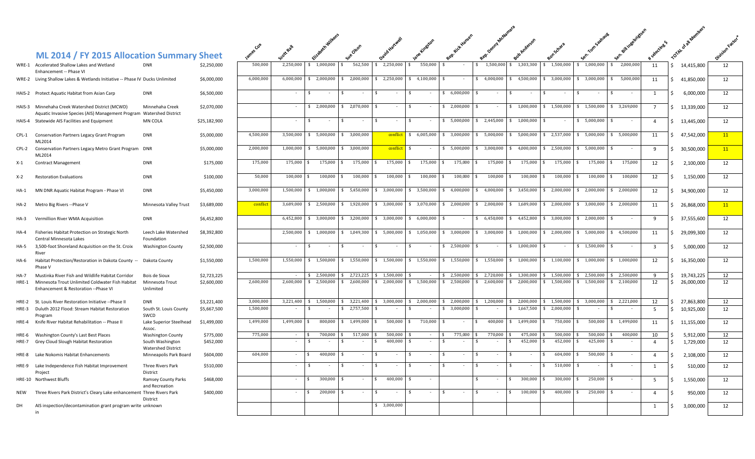## ML 2014 / FY 2015 Allocation Summary Sheet

| | | | | James Cox | Scott Rall | Elizabeth Wilkens | Sue Olson | David Hartwell | Jane Kingston | Rep. Rick Hansen | Rep. Denny McNamara | Bob Anderson | Ron Schara | Sen. Tom Saxhaug | Sen. Bill Ingebrigtsen | # selecting $ | TOTAL of all Members | Division Factor* |
|---|---|---|---|---|---|---|---|---|---|---|---|---|---|---|---|---|---|---|
| WRE-1 | Accelerated Shallow Lakes and Wetland Enhancement -- Phase VI | DNR | $2,250,000 | 500,000 | 2,250,000 | $ 1,000,000 | $ 562,500 | $ 2,250,000 | $ 550,000 | $ - | $ 1,500,000 | $ 1,303,300 | $ 1,500,000 | $ 1,000,000 | $ 2,000,000 | 11 | $ 14,415,800 | 12 |
| WRE-2 | Living Shallow Lakes & Wetlands Initiative -- Phase IV | Ducks Unlimited | $6,000,000 | 6,000,000 | 6,000,000 | $ 2,000,000 | $ 2,000,000 | $ 2,250,000 | $ 4,100,000 | $ - | $ 4,000,000 | $ 4,500,000 | $ 3,000,000 | $ 3,000,000 | $ 5,000,000 | 11 | $ 41,850,000 | 12 |
| HAIS-2 | Protect Aquatic Habitat from Asian Carp | DNR | $6,500,000 | | - | $ - | $ - | $ - | $ - | $ 6,000,000 | $ - | $ - | $ - | $ - | $ - | 1 | $ 6,000,000 | 12 |
| HAIS-3 | Minnehaha Creek Watershed District (MCWD) Aquatic Invasive Species (AIS) Management Program | Minnehaha Creek Watershed District | $2,070,000 | | - | $ 2,000,000 | $ 2,070,000 | $ - | $ - | $ 2,000,000 | $ - | $ 1,000,000 | $ 1,500,000 | $ 1,500,000 | $ 3,269,000 | 7 | $ 13,339,000 | 12 |
| HAIS-4 | Statewide AIS Facilities and Equipment | MN COLA | $25,182,900 | | - | $ - | $ - | $ - | $ - | $ 5,000,000 | $ 2,445,000 | $ 1,000,000 | $ - | $ 5,000,000 | $ - | 4 | $ 13,445,000 | 12 |
| CPL-1 | Conservation Partners Legacy Grant Program ML2014 | DNR | $5,000,000 | 4,500,000 | 3,500,000 | $ 5,000,000 | $ 3,000,000 | conflict | $ 6,005,000 | $ 3,000,000 | $ 5,000,000 | $ 5,000,000 | $ 2,537,000 | $ 5,000,000 | $ 5,000,000 | 11 | $ 47,542,000 | 11 |
| CPL-2 | Conservation Partners Legacy Metro Grant Program ML2014 | DNR | $5,000,000 | 2,000,000 | 1,000,000 | $ 5,000,000 | $ 3,000,000 | conflict | $ - | $ 5,000,000 | $ 3,000,000 | $ 4,000,000 | $ 2,500,000 | $ 5,000,000 | $ - | 9 | $ 30,500,000 | 11 |
| X-1 | Contract Management | DNR | $175,000 | 175,000 | 175,000 | $ 175,000 | $ 175,000 | $ 175,000 | $ 175,000 | $ 175,000 | $ 175,000 | $ 175,000 | $ 175,000 | $ 175,000 | $ 175,000 | 12 | $ 2,100,000 | 12 |
| X-2 | Restoration Evaluations | DNR | $100,000 | 50,000 | 100,000 | $ 100,000 | $ 100,000 | $ 100,000 | $ 100,000 | $ 100,000 | $ 100,000 | $ 100,000 | $ 100,000 | $ 100,000 | $ 100,000 | 12 | $ 1,150,000 | 12 |
| HA-1 | MN DNR Aquatic Habitat Program - Phase VI | DNR | $5,450,000 | 3,000,000 | 1,500,000 | $ 1,000,000 | $ 5,450,000 | $ 3,000,000 | $ 3,500,000 | $ 4,000,000 | $ 4,000,000 | $ 3,450,000 | $ 2,000,000 | $ 2,000,000 | $ 2,000,000 | 12 | $ 34,900,000 | 12 |
| HA-2 | Metro Big Rivers --Phase V | Minnesota Valley Trust | $3,689,000 | conflict | 3,689,000 | $ 2,500,000 | $ 1,920,000 | $ 3,000,000 | $ 3,070,000 | $ 2,000,000 | $ 2,000,000 | $ 1,689,000 | $ 2,000,000 | $ 3,000,000 | $ 2,000,000 | 11 | $ 26,868,000 | 11 |
| HA-3 | Vermillion River WMA Acquisition | DNR | $6,452,800 | | 6,452,800 | $ 3,000,000 | $ 3,200,000 | $ 3,000,000 | $ 6,000,000 | $ - | $ 6,450,000 | $ 4,452,800 | $ 3,000,000 | $ 2,000,000 | $ - | 9 | $ 37,555,600 | 12 |
| HA-4 | Fisheries Habitat Protection on Strategic North Central Minnesota Lakes | Leech Lake Watershed Foundation | $8,392,800 | | 2,500,000 | $ 1,000,000 | $ 1,049,300 | $ 5,000,000 | $ 1,050,000 | $ 3,000,000 | $ 3,000,000 | $ 1,000,000 | $ 2,000,000 | $ 5,000,000 | $ 4,500,000 | 11 | $ 29,099,300 | 12 |
| HA-5 | 3,500-foot Shoreland Acquisition on the St. Croix River | Washington County | $2,500,000 | | - | $ - | $ - | $ - | $ - | $ 2,500,000 | $ - | $ 1,000,000 | $ - | $ 1,500,000 | $ - | 3 | $ 5,000,000 | 12 |
| HA-6 | Habitat Protection/Restoration in Dakota County -- Phase V | Dakota County | $1,550,000 | 1,500,000 | 1,550,000 | $ 1,500,000 | $ 1,550,000 | $ 1,500,000 | $ 1,550,000 | $ 1,550,000 | $ 1,550,000 | $ 1,000,000 | $ 1,100,000 | $ 1,000,000 | $ 1,000,000 | 12 | $ 16,350,000 | 12 |
| HA-7 | Mustinka River Fish and Wildlife Habitat Corridor | Bois de Sioux | $2,723,225 | | - | $ 2,500,000 | $ 2,723,225 | $ 1,500,000 | $ - | $ 2,500,000 | $ 2,720,000 | $ 1,300,000 | $ 1,500,000 | $ 2,500,000 | $ 2,500,000 | 9 | $ 19,743,225 | 12 |
| HRE-1 | Minnesota Trout Unlimited Coldwater Fish Habitat Enhancement & Restoration --Phase VI | Minnesota Trout Unlimited | $2,600,000 | 2,600,000 | 2,600,000 | $ 2,500,000 | $ 2,600,000 | $ 2,000,000 | $ 1,500,000 | $ 2,500,000 | $ 2,600,000 | $ 2,000,000 | $ 1,500,000 | $ 1,500,000 | $ 2,100,000 | 12 | $ 26,000,000 | 12 |
| HRE-2 | St. Louis River Restoration Initiative --Phase II | DNR | $3,221,400 | 3,000,000 | 3,221,400 | $ 1,500,000 | $ 3,221,400 | $ 3,000,000 | $ 2,000,000 | $ 2,000,000 | $ 1,200,000 | $ 2,000,000 | $ 1,500,000 | $ 3,000,000 | $ 2,221,000 | 12 | $ 27,863,800 | 12 |
| HRE-3 | Duluth 2012 Flood: Stream Habitat Restoration Program | South St. Louis County SWCD | $5,667,500 | 1,500,000 | - | $ - | $ 2,757,500 | $ - | $ - | $ 3,000,000 | $ - | $ 1,667,500 | $ 2,000,000 | $ - | $ - | 5 | $ 10,925,000 | 12 |
| HRE-4 | Knife River Habitat Rehabilitation -- Phase II | Lake Superior Steelhead Assoc. | $1,499,000 | 1,499,000 | 1,499,000 | $ 800,000 | $ 1,499,000 | $ 500,000 | $ 710,000 | $ - | $ 400,000 | $ 1,499,000 | $ 750,000 | $ 500,000 | $ 1,499,000 | 11 | $ 11,155,000 | 12 |
| HRE-6 | Washington County's Last Best Places | Washington County | $775,000 | 775,000 | - | $ 700,000 | $ 517,000 | $ 500,000 | $ - | $ 775,000 | $ 770,000 | $ 475,000 | $ 500,000 | $ 500,000 | $ 400,000 | 10 | $ 5,912,000 | 12 |
| HRE-7 | Grey Cloud Slough Habitat Restoration | South Washington Watershed District | $452,000 | | - | $ - | $ - | $ 400,000 | $ - | $ - | $ - | $ 452,000 | $ 452,000 | $ 425,000 | $ - | 4 | $ 1,729,000 | 12 |
| HRE-8 | Lake Nokomis Habitat Enhancements | Minneapolis Park Board | $604,000 | 604,000 | - | $ 400,000 | $ - | $ - | $ - | $ - | $ - | $ - | $ 604,000 | $ 500,000 | $ - | 4 | $ 2,108,000 | 12 |
| HRE-9 | Lake Independence Fish Habitat Improvement Project | Three Rivers Park District | $510,000 | | - | $ - | $ - | $ - | $ - | $ - | $ - | $ - | $ 510,000 | $ - | $ - | 1 | $ 510,000 | 12 |
| HRE-10 | Northwest Bluffs | Ramsey County Parks and Recreation | $468,000 | | - | $ 300,000 | $ - | $ 400,000 | $ - | | $ - | $ 300,000 | $ 300,000 | $ 250,000 | $ - | 5 | $ 1,550,000 | 12 |
| NEW | Three Rivers Park District's Cleary Lake enhancement | Three Rivers Park District | $400,000 | | - | $ 200,000 | $ - | $ - | $ - | $ - | $ - | $ 100,000 | $ 400,000 | $ 250,000 | $ - | 4 | $ 950,000 | 12 |
| DH | AIS inspection/decontamination grant program write in | unknown | | | | | | $ 3,000,000 | | | | | | | | 1 | $ 3,000,000 | 12 |